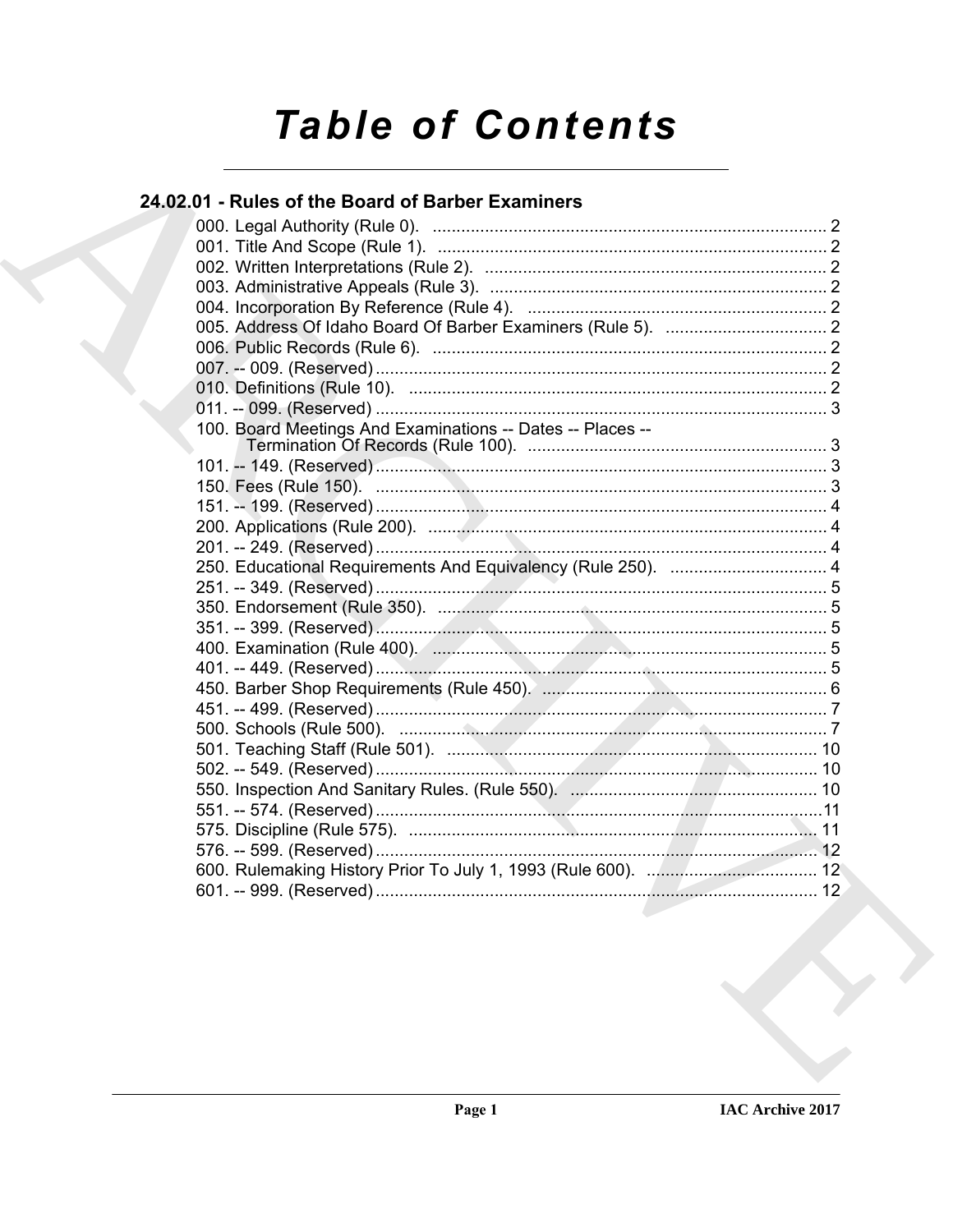# Table of Contents

## 24.02.01 - Rules of the Board of Barber Examiners

000. Legal Authority (Rule 0). ..................................................................................... 2
001. Title And Scope (Rule 1). ..................................................................................... 2
002. Written Interpretations (Rule 2). ......................................................................... 2
003. Administrative Appeals (Rule 3). ........................................................................ 2
004. Incorporation By Reference (Rule 4). ................................................................. 2
005. Address Of Idaho Board Of Barber Examiners (Rule 5). .................................... 2
006. Public Records (Rule 6). ..................................................................................... 2
007. -- 009. (Reserved) ................................................................................................ 2
010. Definitions (Rule 10). ......................................................................................... 2
011. -- 099. (Reserved) ................................................................................................ 3
100. Board Meetings And Examinations -- Dates -- Places -- Termination Of Records (Rule 100). ................................................................ 3
101. -- 149. (Reserved) ................................................................................................ 3
150. Fees (Rule 150). ................................................................................................. 3
151. -- 199. (Reserved) ................................................................................................ 4
200. Applications (Rule 200). ..................................................................................... 4
201. -- 249. (Reserved) ................................................................................................ 4
250. Educational Requirements And Equivalency (Rule 250). .................................. 4
251. -- 349. (Reserved) ................................................................................................ 5
350. Endorsement (Rule 350). ................................................................................... 5
351. -- 399. (Reserved) ................................................................................................ 5
400. Examination (Rule 400). .................................................................................... 5
401. -- 449. (Reserved) ................................................................................................ 5
450. Barber Shop Requirements (Rule 450). ............................................................. 6
451. -- 499. (Reserved) ................................................................................................ 7
500. Schools (Rule 500). ............................................................................................ 7
501. Teaching Staff (Rule 501). ............................................................................... 10
502. -- 549. (Reserved) .............................................................................................. 10
550. Inspection And Sanitary Rules. (Rule 550). ..................................................... 10
551. -- 574. (Reserved) .............................................................................................. 11
575. Discipline (Rule 575). ....................................................................................... 11
576. -- 599. (Reserved) .............................................................................................. 12
600. Rulemaking History Prior To July 1, 1993 (Rule 600). ..................................... 12
601. -- 999. (Reserved) .............................................................................................. 12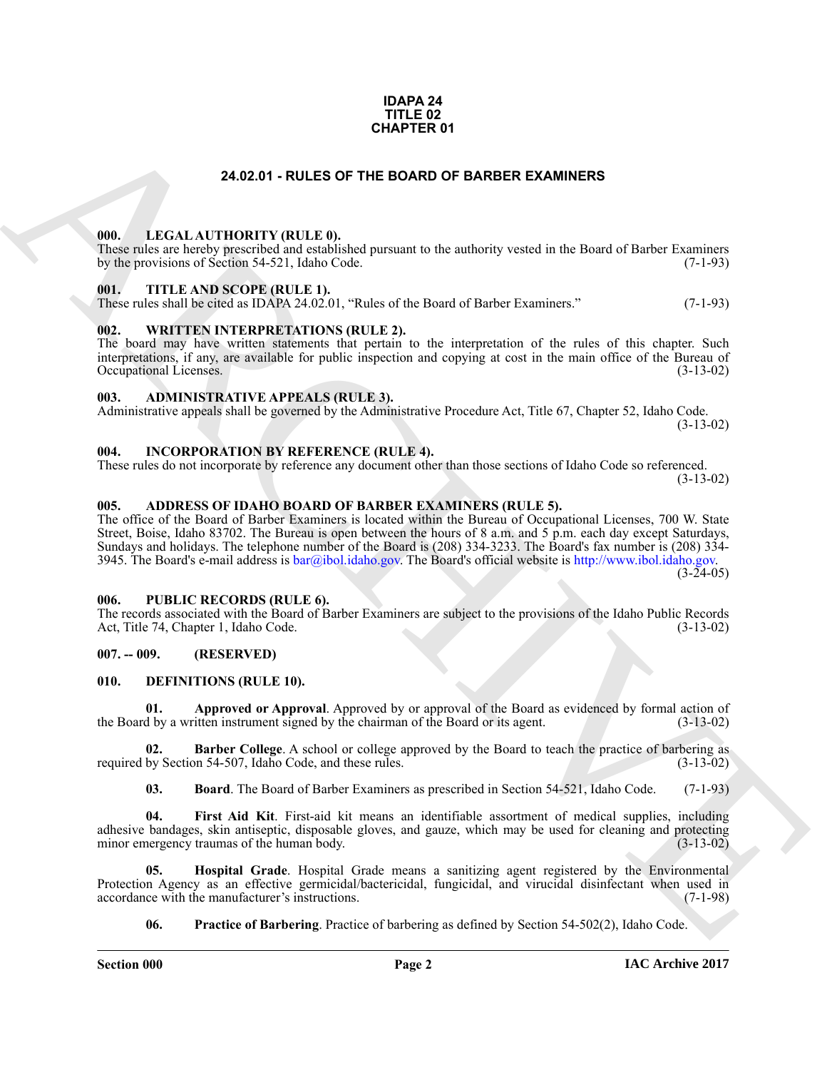**IDAPA 24**
**TITLE 02**
**CHAPTER 01**

## 24.02.01 - RULES OF THE BOARD OF BARBER EXAMINERS

### 000. LEGAL AUTHORITY (RULE 0).

These rules are hereby prescribed and established pursuant to the authority vested in the Board of Barber Examiners by the provisions of Section 54-521, Idaho Code. (7-1-93)

### 001. TITLE AND SCOPE (RULE 1).

These rules shall be cited as IDAPA 24.02.01, "Rules of the Board of Barber Examiners." (7-1-93)

### 002. WRITTEN INTERPRETATIONS (RULE 2).

The board may have written statements that pertain to the interpretation of the rules of this chapter. Such interpretations, if any, are available for public inspection and copying at cost in the main office of the Bureau of Occupational Licenses. (3-13-02)

### 003. ADMINISTRATIVE APPEALS (RULE 3).

Administrative appeals shall be governed by the Administrative Procedure Act, Title 67, Chapter 52, Idaho Code. (3-13-02)

### 004. INCORPORATION BY REFERENCE (RULE 4).

These rules do not incorporate by reference any document other than those sections of Idaho Code so referenced. (3-13-02)

### 005. ADDRESS OF IDAHO BOARD OF BARBER EXAMINERS (RULE 5).

The office of the Board of Barber Examiners is located within the Bureau of Occupational Licenses, 700 W. State Street, Boise, Idaho 83702. The Bureau is open between the hours of 8 a.m. and 5 p.m. each day except Saturdays, Sundays and holidays. The telephone number of the Board is (208) 334-3233. The Board's fax number is (208) 334-3945. The Board's e-mail address is bar@ibol.idaho.gov. The Board's official website is http://www.ibol.idaho.gov. (3-24-05)

### 006. PUBLIC RECORDS (RULE 6).

The records associated with the Board of Barber Examiners are subject to the provisions of the Idaho Public Records Act, Title 74, Chapter 1, Idaho Code. (3-13-02)

### 007. -- 009. (RESERVED)

### 010. DEFINITIONS (RULE 10).

**01. Approved or Approval**. Approved by or approval of the Board as evidenced by formal action of the Board by a written instrument signed by the chairman of the Board or its agent. (3-13-02)

**02. Barber College**. A school or college approved by the Board to teach the practice of barbering as required by Section 54-507, Idaho Code, and these rules. (3-13-02)

**03. Board**. The Board of Barber Examiners as prescribed in Section 54-521, Idaho Code. (7-1-93)

**04. First Aid Kit**. First-aid kit means an identifiable assortment of medical supplies, including adhesive bandages, skin antiseptic, disposable gloves, and gauze, which may be used for cleaning and protecting minor emergency traumas of the human body. (3-13-02)

**05. Hospital Grade**. Hospital Grade means a sanitizing agent registered by the Environmental Protection Agency as an effective germicidal/bactericidal, fungicidal, and virucidal disinfectant when used in accordance with the manufacturer's instructions. (7-1-98)

**06. Practice of Barbering**. Practice of barbering as defined by Section 54-502(2), Idaho Code.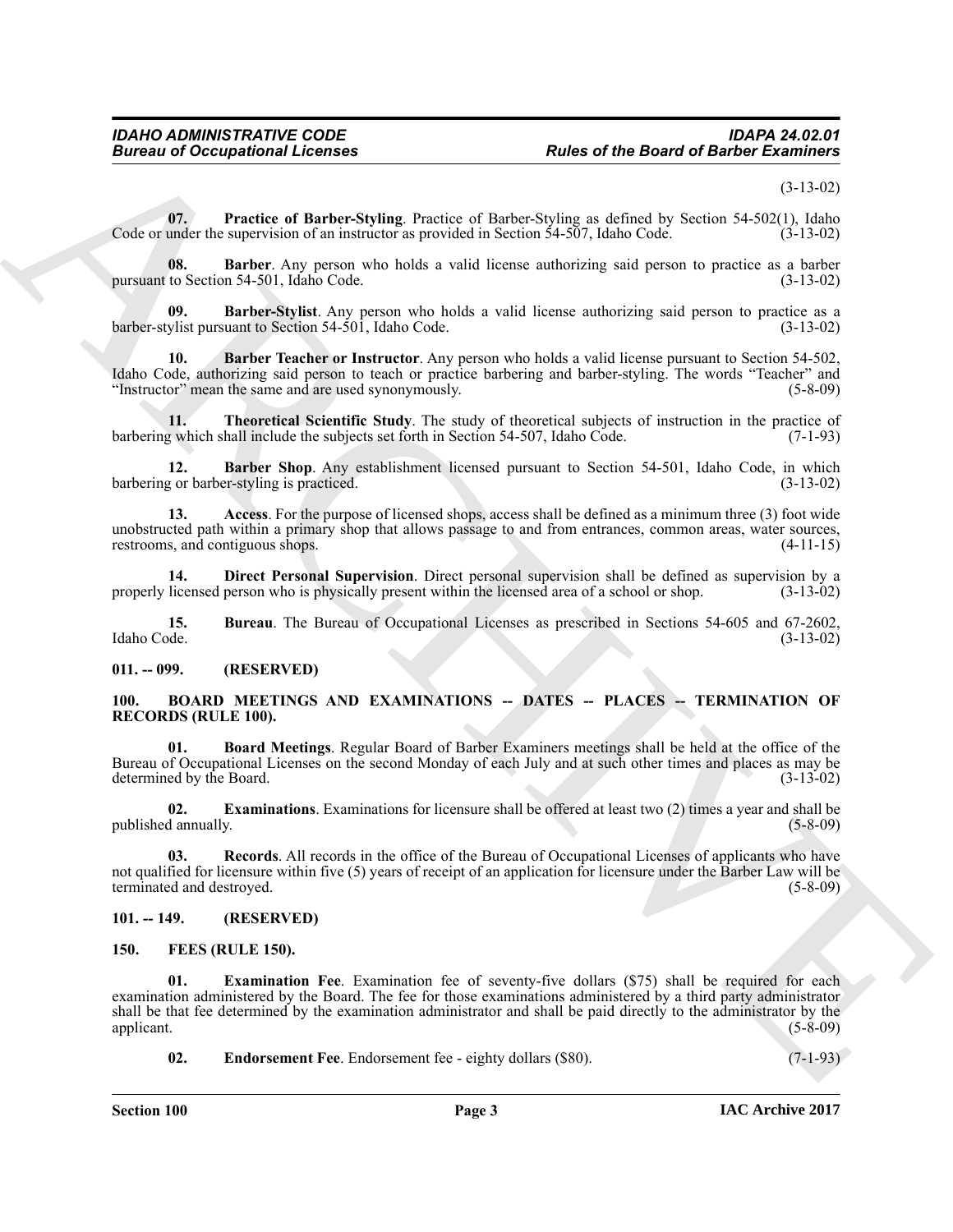(3-13-02)

**07. Practice of Barber-Styling**. Practice of Barber-Styling as defined by Section 54-502(1), Idaho Code or under the supervision of an instructor as provided in Section 54-507, Idaho Code. (3-13-02)

**08. Barber**. Any person who holds a valid license authorizing said person to practice as a barber pursuant to Section 54-501, Idaho Code. (3-13-02)

**09. Barber-Stylist**. Any person who holds a valid license authorizing said person to practice as a barber-stylist pursuant to Section 54-501, Idaho Code. (3-13-02)

**10. Barber Teacher or Instructor**. Any person who holds a valid license pursuant to Section 54-502, Idaho Code, authorizing said person to teach or practice barbering and barber-styling. The words "Teacher" and "Instructor" mean the same and are used synonymously. (5-8-09)

**11. Theoretical Scientific Study**. The study of theoretical subjects of instruction in the practice of barbering which shall include the subjects set forth in Section 54-507, Idaho Code. (7-1-93)

**12. Barber Shop**. Any establishment licensed pursuant to Section 54-501, Idaho Code, in which barbering or barber-styling is practiced. (3-13-02)

**13. Access**. For the purpose of licensed shops, access shall be defined as a minimum three (3) foot wide unobstructed path within a primary shop that allows passage to and from entrances, common areas, water sources, restrooms, and contiguous shops. (4-11-15)

**14. Direct Personal Supervision**. Direct personal supervision shall be defined as supervision by a properly licensed person who is physically present within the licensed area of a school or shop. (3-13-02)

**15. Bureau**. The Bureau of Occupational Licenses as prescribed in Sections 54-605 and 67-2602, Idaho Code. (3-13-02)

## 011. -- 099. (RESERVED)

## 100. BOARD MEETINGS AND EXAMINATIONS -- DATES -- PLACES -- TERMINATION OF RECORDS (RULE 100).

**01. Board Meetings**. Regular Board of Barber Examiners meetings shall be held at the office of the Bureau of Occupational Licenses on the second Monday of each July and at such other times and places as may be determined by the Board. (3-13-02)

**02. Examinations**. Examinations for licensure shall be offered at least two (2) times a year and shall be published annually. (5-8-09)

**03. Records**. All records in the office of the Bureau of Occupational Licenses of applicants who have not qualified for licensure within five (5) years of receipt of an application for licensure under the Barber Law will be terminated and destroyed. (5-8-09)

## 101. -- 149. (RESERVED)

## 150. FEES (RULE 150).

**01. Examination Fee**. Examination fee of seventy-five dollars ($75) shall be required for each examination administered by the Board. The fee for those examinations administered by a third party administrator shall be that fee determined by the examination administrator and shall be paid directly to the administrator by the applicant. (5-8-09)

**02. Endorsement Fee**. Endorsement fee - eighty dollars ($80). (7-1-93)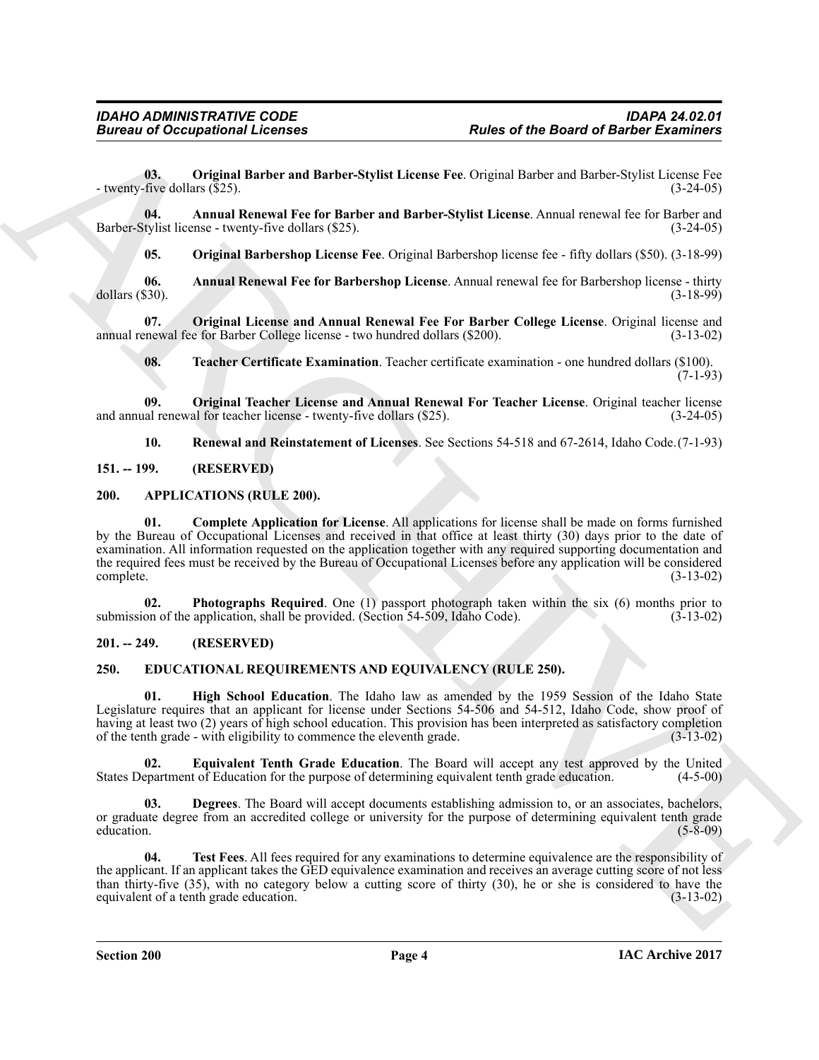**03. Original Barber and Barber-Stylist License Fee**. Original Barber and Barber-Stylist License Fee - twenty-five dollars ($25). (3-24-05)

**04. Annual Renewal Fee for Barber and Barber-Stylist License**. Annual renewal fee for Barber and Barber-Stylist license - twenty-five dollars ($25). (3-24-05)

**05. Original Barbershop License Fee**. Original Barbershop license fee - fifty dollars ($50). (3-18-99)

**06. Annual Renewal Fee for Barbershop License**. Annual renewal fee for Barbershop license - thirty dollars ($30). (3-18-99)

**07. Original License and Annual Renewal Fee For Barber College License**. Original license and annual renewal fee for Barber College license - two hundred dollars ($200). (3-13-02)

**08. Teacher Certificate Examination**. Teacher certificate examination - one hundred dollars ($100). (7-1-93)

**09. Original Teacher License and Annual Renewal For Teacher License**. Original teacher license and annual renewal for teacher license - twenty-five dollars ($25). (3-24-05)

**10. Renewal and Reinstatement of Licenses**. See Sections 54-518 and 67-2614, Idaho Code. (7-1-93)

## 151. -- 199. (RESERVED)

## 200. APPLICATIONS (RULE 200).

**01. Complete Application for License**. All applications for license shall be made on forms furnished by the Bureau of Occupational Licenses and received in that office at least thirty (30) days prior to the date of examination. All information requested on the application together with any required supporting documentation and the required fees must be received by the Bureau of Occupational Licenses before any application will be considered complete. (3-13-02)

**02. Photographs Required**. One (1) passport photograph taken within the six (6) months prior to submission of the application, shall be provided. (Section 54-509, Idaho Code). (3-13-02)

## 201. -- 249. (RESERVED)

## 250. EDUCATIONAL REQUIREMENTS AND EQUIVALENCY (RULE 250).

**01. High School Education**. The Idaho law as amended by the 1959 Session of the Idaho State Legislature requires that an applicant for license under Sections 54-506 and 54-512, Idaho Code, show proof of having at least two (2) years of high school education. This provision has been interpreted as satisfactory completion of the tenth grade - with eligibility to commence the eleventh grade. (3-13-02)

**02. Equivalent Tenth Grade Education**. The Board will accept any test approved by the United States Department of Education for the purpose of determining equivalent tenth grade education. (4-5-00)

**03. Degrees**. The Board will accept documents establishing admission to, or an associates, bachelors, or graduate degree from an accredited college or university for the purpose of determining equivalent tenth grade education. (5-8-09)

**04. Test Fees**. All fees required for any examinations to determine equivalence are the responsibility of the applicant. If an applicant takes the GED equivalence examination and receives an average cutting score of not less than thirty-five (35), with no category below a cutting score of thirty (30), he or she is considered to have the equivalent of a tenth grade education. (3-13-02)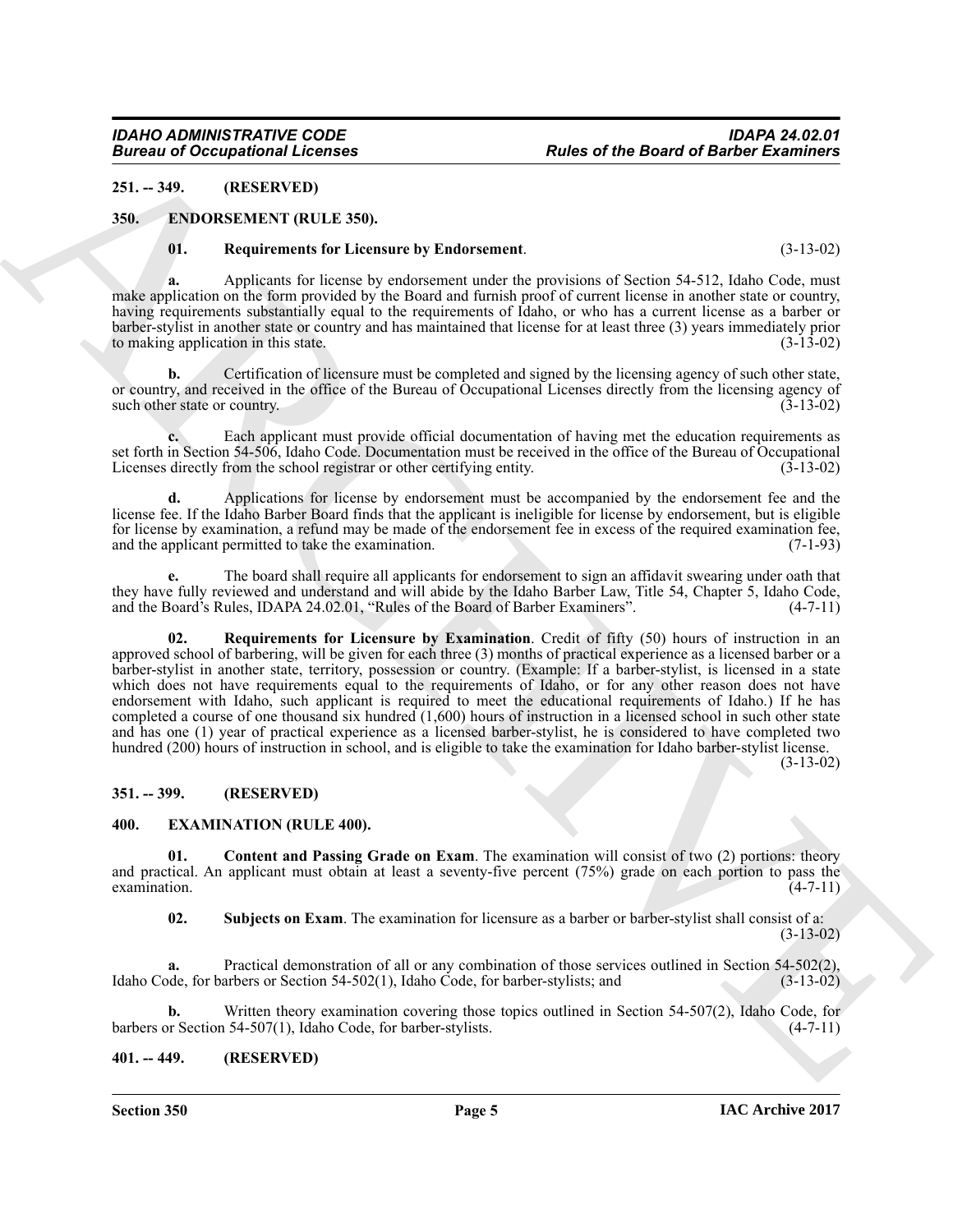## 251. -- 349. (RESERVED)

## 350. ENDORSEMENT (RULE 350).

**01. Requirements for Licensure by Endorsement**. (3-13-02)

**a.** Applicants for license by endorsement under the provisions of Section 54-512, Idaho Code, must make application on the form provided by the Board and furnish proof of current license in another state or country, having requirements substantially equal to the requirements of Idaho, or who has a current license as a barber or barber-stylist in another state or country and has maintained that license for at least three (3) years immediately prior to making application in this state. (3-13-02)

**b.** Certification of licensure must be completed and signed by the licensing agency of such other state, or country, and received in the office of the Bureau of Occupational Licenses directly from the licensing agency of such other state or country. (3-13-02)

**c.** Each applicant must provide official documentation of having met the education requirements as set forth in Section 54-506, Idaho Code. Documentation must be received in the office of the Bureau of Occupational Licenses directly from the school registrar or other certifying entity. (3-13-02)

**d.** Applications for license by endorsement must be accompanied by the endorsement fee and the license fee. If the Idaho Barber Board finds that the applicant is ineligible for license by endorsement, but is eligible for license by examination, a refund may be made of the endorsement fee in excess of the required examination fee, and the applicant permitted to take the examination. (7-1-93)

**e.** The board shall require all applicants for endorsement to sign an affidavit swearing under oath that they have fully reviewed and understand and will abide by the Idaho Barber Law, Title 54, Chapter 5, Idaho Code, and the Board's Rules, IDAPA 24.02.01, "Rules of the Board of Barber Examiners". (4-7-11)

**02. Requirements for Licensure by Examination**. Credit of fifty (50) hours of instruction in an approved school of barbering, will be given for each three (3) months of practical experience as a licensed barber or a barber-stylist in another state, territory, possession or country. (Example: If a barber-stylist, is licensed in a state which does not have requirements equal to the requirements of Idaho, or for any other reason does not have endorsement with Idaho, such applicant is required to meet the educational requirements of Idaho.) If he has completed a course of one thousand six hundred (1,600) hours of instruction in a licensed school in such other state and has one (1) year of practical experience as a licensed barber-stylist, he is considered to have completed two hundred (200) hours of instruction in school, and is eligible to take the examination for Idaho barber-stylist license. (3-13-02)

## 351. -- 399. (RESERVED)

## 400. EXAMINATION (RULE 400).

**01. Content and Passing Grade on Exam**. The examination will consist of two (2) portions: theory and practical. An applicant must obtain at least a seventy-five percent (75%) grade on each portion to pass the examination. (4-7-11)

**02. Subjects on Exam**. The examination for licensure as a barber or barber-stylist shall consist of a: (3-13-02)

**a.** Practical demonstration of all or any combination of those services outlined in Section 54-502(2), Idaho Code, for barbers or Section 54-502(1), Idaho Code, for barber-stylists; and (3-13-02)

**b.** Written theory examination covering those topics outlined in Section 54-507(2), Idaho Code, for barbers or Section 54-507(1), Idaho Code, for barber-stylists. (4-7-11)

## 401. -- 449. (RESERVED)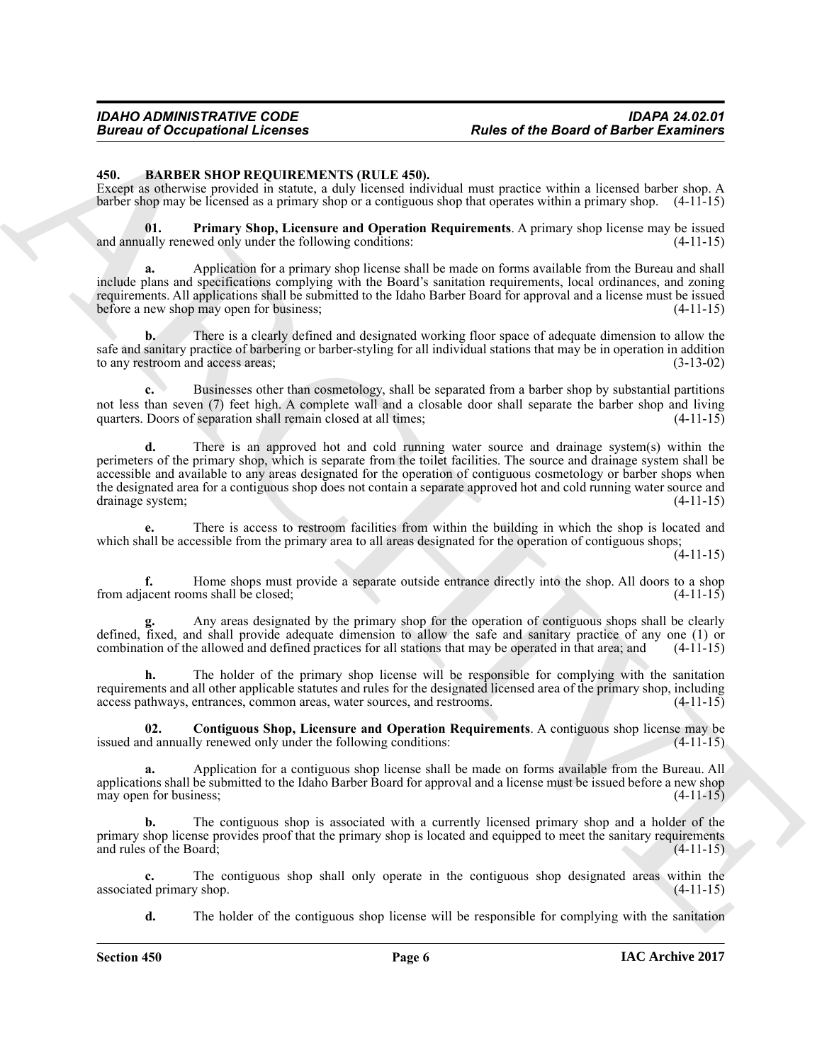**450. BARBER SHOP REQUIREMENTS (RULE 450).**

Except as otherwise provided in statute, a duly licensed individual must practice within a licensed barber shop. A barber shop may be licensed as a primary shop or a contiguous shop that operates within a primary shop. (4-11-15)

**01. Primary Shop, Licensure and Operation Requirements**. A primary shop license may be issued and annually renewed only under the following conditions: (4-11-15)

**a.** Application for a primary shop license shall be made on forms available from the Bureau and shall include plans and specifications complying with the Board's sanitation requirements, local ordinances, and zoning requirements. All applications shall be submitted to the Idaho Barber Board for approval and a license must be issued before a new shop may open for business; (4-11-15)

**b.** There is a clearly defined and designated working floor space of adequate dimension to allow the safe and sanitary practice of barbering or barber-styling for all individual stations that may be in operation in addition to any restroom and access areas; (3-13-02)

**c.** Businesses other than cosmetology, shall be separated from a barber shop by substantial partitions not less than seven (7) feet high. A complete wall and a closable door shall separate the barber shop and living quarters. Doors of separation shall remain closed at all times; (4-11-15)

**d.** There is an approved hot and cold running water source and drainage system(s) within the perimeters of the primary shop, which is separate from the toilet facilities. The source and drainage system shall be accessible and available to any areas designated for the operation of contiguous cosmetology or barber shops when the designated area for a contiguous shop does not contain a separate approved hot and cold running water source and drainage system; (4-11-15)

**e.** There is access to restroom facilities from within the building in which the shop is located and which shall be accessible from the primary area to all areas designated for the operation of contiguous shops; (4-11-15)

**f.** Home shops must provide a separate outside entrance directly into the shop. All doors to a shop from adjacent rooms shall be closed; (4-11-15)

**g.** Any areas designated by the primary shop for the operation of contiguous shops shall be clearly defined, fixed, and shall provide adequate dimension to allow the safe and sanitary practice of any one (1) or combination of the allowed and defined practices for all stations that may be operated in that area; and (4-11-15)

**h.** The holder of the primary shop license will be responsible for complying with the sanitation requirements and all other applicable statutes and rules for the designated licensed area of the primary shop, including access pathways, entrances, common areas, water sources, and restrooms. (4-11-15)

**02. Contiguous Shop, Licensure and Operation Requirements**. A contiguous shop license may be issued and annually renewed only under the following conditions: (4-11-15)

**a.** Application for a contiguous shop license shall be made on forms available from the Bureau. All applications shall be submitted to the Idaho Barber Board for approval and a license must be issued before a new shop may open for business; (4-11-15)

**b.** The contiguous shop is associated with a currently licensed primary shop and a holder of the primary shop license provides proof that the primary shop is located and equipped to meet the sanitary requirements and rules of the Board; (4-11-15)

**c.** The contiguous shop shall only operate in the contiguous shop designated areas within the associated primary shop. (4-11-15)

**d.** The holder of the contiguous shop license will be responsible for complying with the sanitation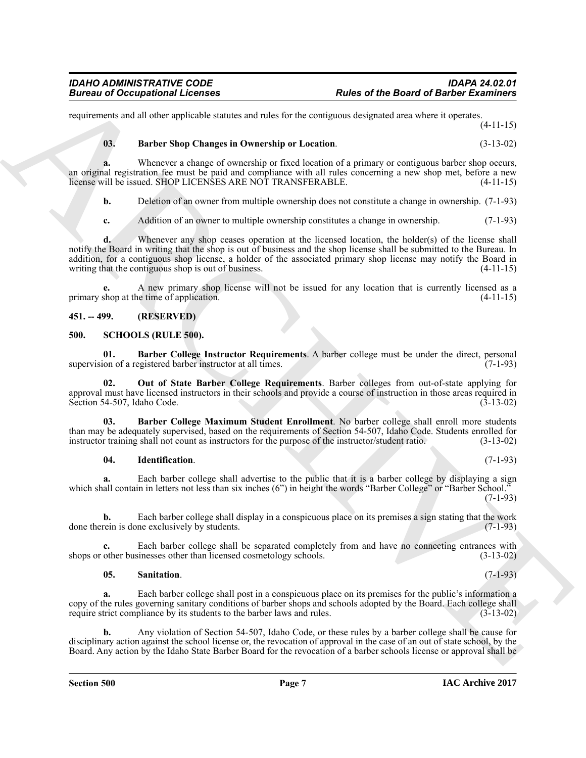requirements and all other applicable statutes and rules for the contiguous designated area where it operates. (4-11-15)

**03. Barber Shop Changes in Ownership or Location**. (3-13-02)

**a.** Whenever a change of ownership or fixed location of a primary or contiguous barber shop occurs, an original registration fee must be paid and compliance with all rules concerning a new shop met, before a new license will be issued. SHOP LICENSES ARE NOT TRANSFERABLE. (4-11-15)

**b.** Deletion of an owner from multiple ownership does not constitute a change in ownership. (7-1-93)

**c.** Addition of an owner to multiple ownership constitutes a change in ownership. (7-1-93)

**d.** Whenever any shop ceases operation at the licensed location, the holder(s) of the license shall notify the Board in writing that the shop is out of business and the shop license shall be submitted to the Bureau. In addition, for a contiguous shop license, a holder of the associated primary shop license may notify the Board in writing that the contiguous shop is out of business. (4-11-15)

**e.** A new primary shop license will not be issued for any location that is currently licensed as a primary shop at the time of application. (4-11-15)

## 451. -- 499. (RESERVED)

## 500. SCHOOLS (RULE 500).

**01. Barber College Instructor Requirements**. A barber college must be under the direct, personal supervision of a registered barber instructor at all times. (7-1-93)

**02. Out of State Barber College Requirements**. Barber colleges from out-of-state applying for approval must have licensed instructors in their schools and provide a course of instruction in those areas required in Section 54-507, Idaho Code. (3-13-02)

**03. Barber College Maximum Student Enrollment**. No barber college shall enroll more students than may be adequately supervised, based on the requirements of Section 54-507, Idaho Code. Students enrolled for instructor training shall not count as instructors for the purpose of the instructor/student ratio. (3-13-02)

**04. Identification**. (7-1-93)

**a.** Each barber college shall advertise to the public that it is a barber college by displaying a sign which shall contain in letters not less than six inches (6") in height the words "Barber College" or "Barber School." (7-1-93)

**b.** Each barber college shall display in a conspicuous place on its premises a sign stating that the work done therein is done exclusively by students. (7-1-93)

**c.** Each barber college shall be separated completely from and have no connecting entrances with shops or other businesses other than licensed cosmetology schools. (3-13-02)

**05. Sanitation**. (7-1-93)

**a.** Each barber college shall post in a conspicuous place on its premises for the public's information a copy of the rules governing sanitary conditions of barber shops and schools adopted by the Board. Each college shall require strict compliance by its students to the barber laws and rules. (3-13-02)

**b.** Any violation of Section 54-507, Idaho Code, or these rules by a barber college shall be cause for disciplinary action against the school license or, the revocation of approval in the case of an out of state school, by the Board. Any action by the Idaho State Barber Board for the revocation of a barber schools license or approval shall be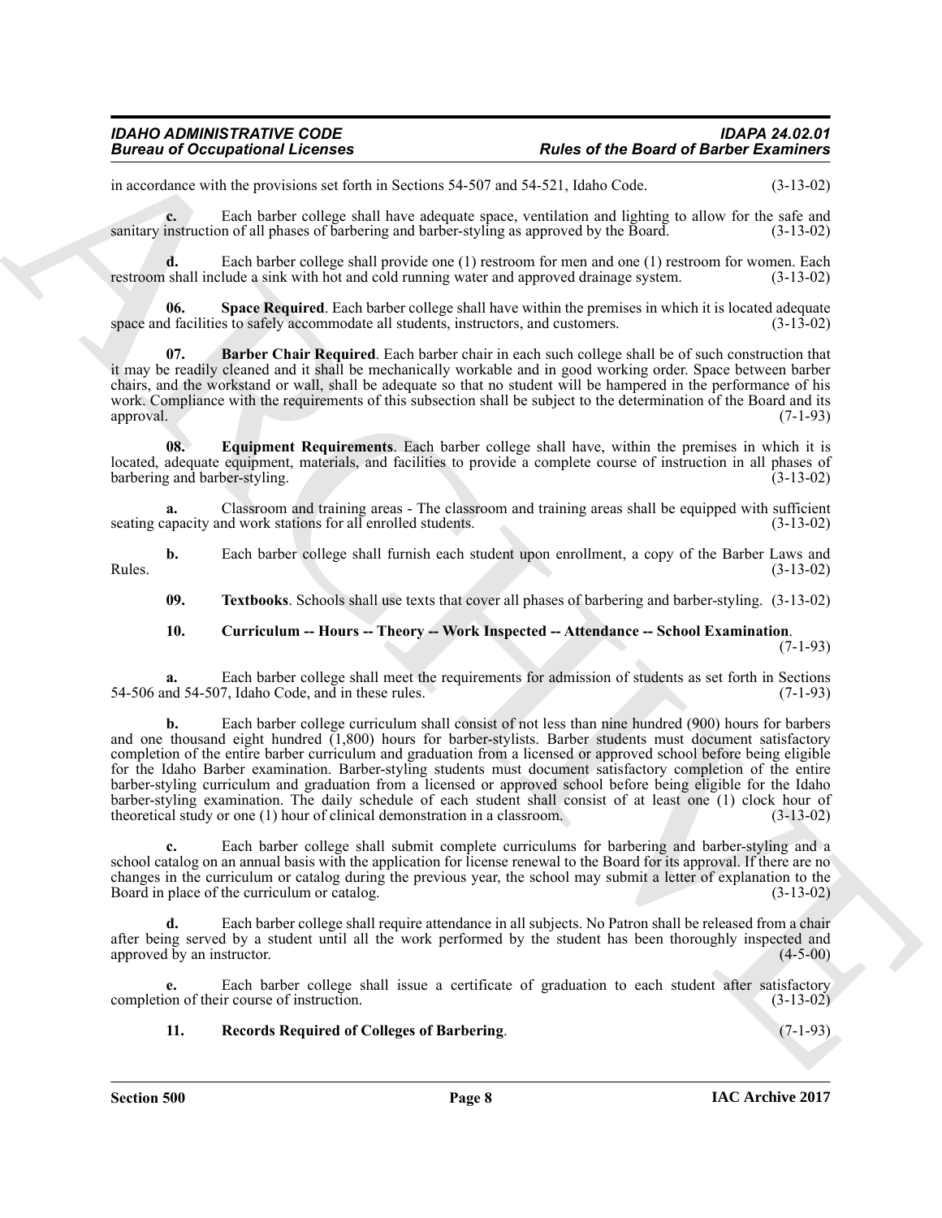in accordance with the provisions set forth in Sections 54-507 and 54-521, Idaho Code. (3-13-02)

**c.** Each barber college shall have adequate space, ventilation and lighting to allow for the safe and sanitary instruction of all phases of barbering and barber-styling as approved by the Board. (3-13-02)

**d.** Each barber college shall provide one (1) restroom for men and one (1) restroom for women. Each restroom shall include a sink with hot and cold running water and approved drainage system. (3-13-02)

**06. Space Required**. Each barber college shall have within the premises in which it is located adequate space and facilities to safely accommodate all students, instructors, and customers. (3-13-02)

**07. Barber Chair Required**. Each barber chair in each such college shall be of such construction that it may be readily cleaned and it shall be mechanically workable and in good working order. Space between barber chairs, and the workstand or wall, shall be adequate so that no student will be hampered in the performance of his work. Compliance with the requirements of this subsection shall be subject to the determination of the Board and its approval. (7-1-93)

**08. Equipment Requirements**. Each barber college shall have, within the premises in which it is located, adequate equipment, materials, and facilities to provide a complete course of instruction in all phases of barbering and barber-styling. (3-13-02)

**a.** Classroom and training areas - The classroom and training areas shall be equipped with sufficient seating capacity and work stations for all enrolled students. (3-13-02)

**b.** Each barber college shall furnish each student upon enrollment, a copy of the Barber Laws and Rules. (3-13-02)

**09. Textbooks**. Schools shall use texts that cover all phases of barbering and barber-styling. (3-13-02)

**10. Curriculum -- Hours -- Theory -- Work Inspected -- Attendance -- School Examination**. (7-1-93)

**a.** Each barber college shall meet the requirements for admission of students as set forth in Sections 54-506 and 54-507, Idaho Code, and in these rules. (7-1-93)

**b.** Each barber college curriculum shall consist of not less than nine hundred (900) hours for barbers and one thousand eight hundred (1,800) hours for barber-stylists. Barber students must document satisfactory completion of the entire barber curriculum and graduation from a licensed or approved school before being eligible for the Idaho Barber examination. Barber-styling students must document satisfactory completion of the entire barber-styling curriculum and graduation from a licensed or approved school before being eligible for the Idaho barber-styling examination. The daily schedule of each student shall consist of at least one (1) clock hour of theoretical study or one (1) hour of clinical demonstration in a classroom. (3-13-02)

**c.** Each barber college shall submit complete curriculums for barbering and barber-styling and a school catalog on an annual basis with the application for license renewal to the Board for its approval. If there are no changes in the curriculum or catalog during the previous year, the school may submit a letter of explanation to the Board in place of the curriculum or catalog. (3-13-02)

**d.** Each barber college shall require attendance in all subjects. No Patron shall be released from a chair after being served by a student until all the work performed by the student has been thoroughly inspected and approved by an instructor. (4-5-00)

**e.** Each barber college shall issue a certificate of graduation to each student after satisfactory completion of their course of instruction. (3-13-02)

**11. Records Required of Colleges of Barbering**. (7-1-93)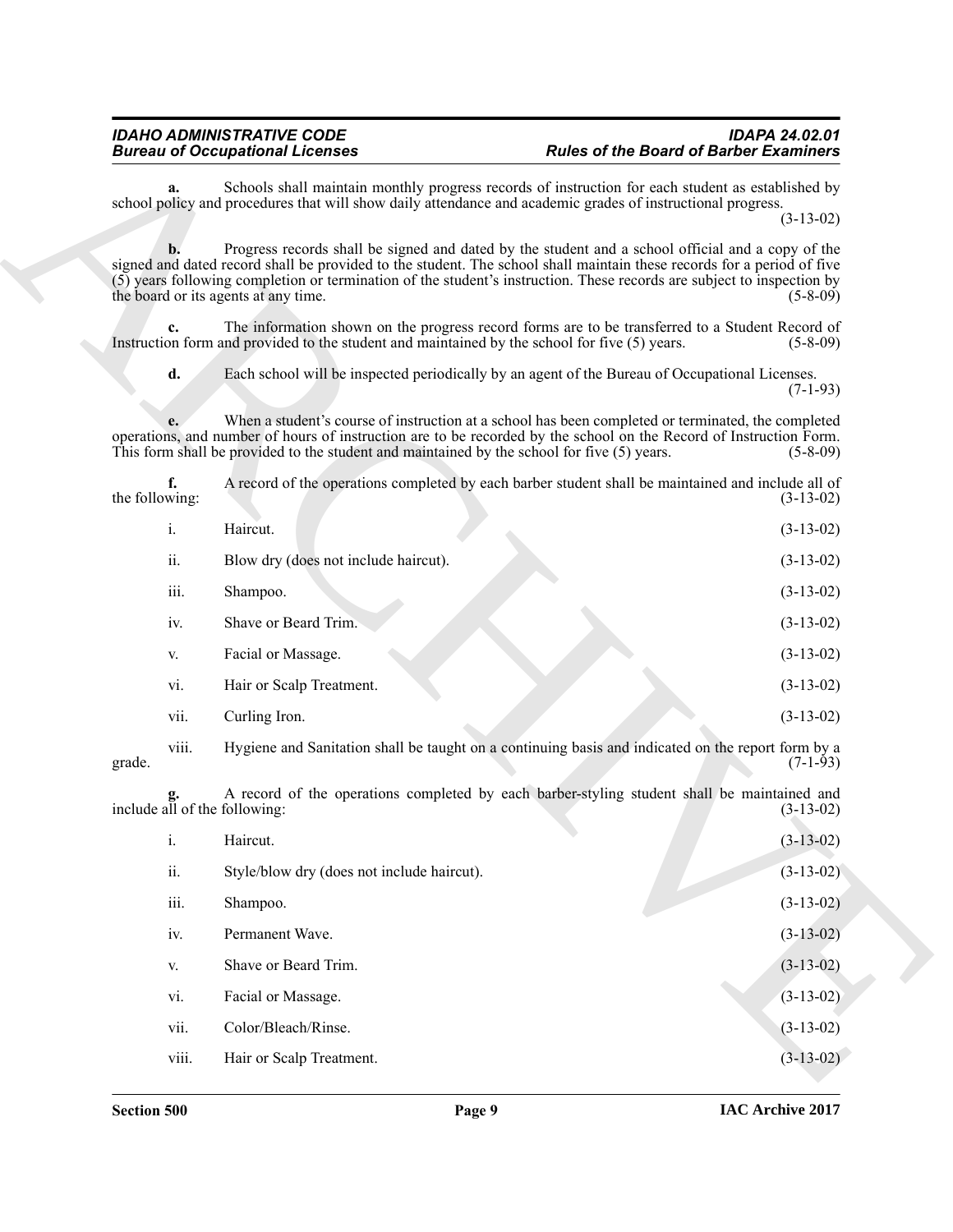**a.** Schools shall maintain monthly progress records of instruction for each student as established by school policy and procedures that will show daily attendance and academic grades of instructional progress. (3-13-02)

**b.** Progress records shall be signed and dated by the student and a school official and a copy of the signed and dated record shall be provided to the student. The school shall maintain these records for a period of five (5) years following completion or termination of the student's instruction. These records are subject to inspection by the board or its agents at any time. (5-8-09)

**c.** The information shown on the progress record forms are to be transferred to a Student Record of Instruction form and provided to the student and maintained by the school for five (5) years. (5-8-09)

**d.** Each school will be inspected periodically by an agent of the Bureau of Occupational Licenses. (7-1-93)

**e.** When a student's course of instruction at a school has been completed or terminated, the completed operations, and number of hours of instruction are to be recorded by the school on the Record of Instruction Form. This form shall be provided to the student and maintained by the school for five (5) years. (5-8-09)

**f.** A record of the operations completed by each barber student shall be maintained and include all of the following: (3-13-02)

i. Haircut. (3-13-02)

ii. Blow dry (does not include haircut). (3-13-02)

iii. Shampoo. (3-13-02)

iv. Shave or Beard Trim. (3-13-02)

v. Facial or Massage. (3-13-02)

vi. Hair or Scalp Treatment. (3-13-02)

vii. Curling Iron. (3-13-02)

viii. Hygiene and Sanitation shall be taught on a continuing basis and indicated on the report form by a grade. (7-1-93)

**g.** A record of the operations completed by each barber-styling student shall be maintained and include all of the following: (3-13-02)

i. Haircut. (3-13-02)

ii. Style/blow dry (does not include haircut). (3-13-02)

iii. Shampoo. (3-13-02)

iv. Permanent Wave. (3-13-02)

v. Shave or Beard Trim. (3-13-02)

vi. Facial or Massage. (3-13-02)

vii. Color/Bleach/Rinse. (3-13-02)

viii. Hair or Scalp Treatment. (3-13-02)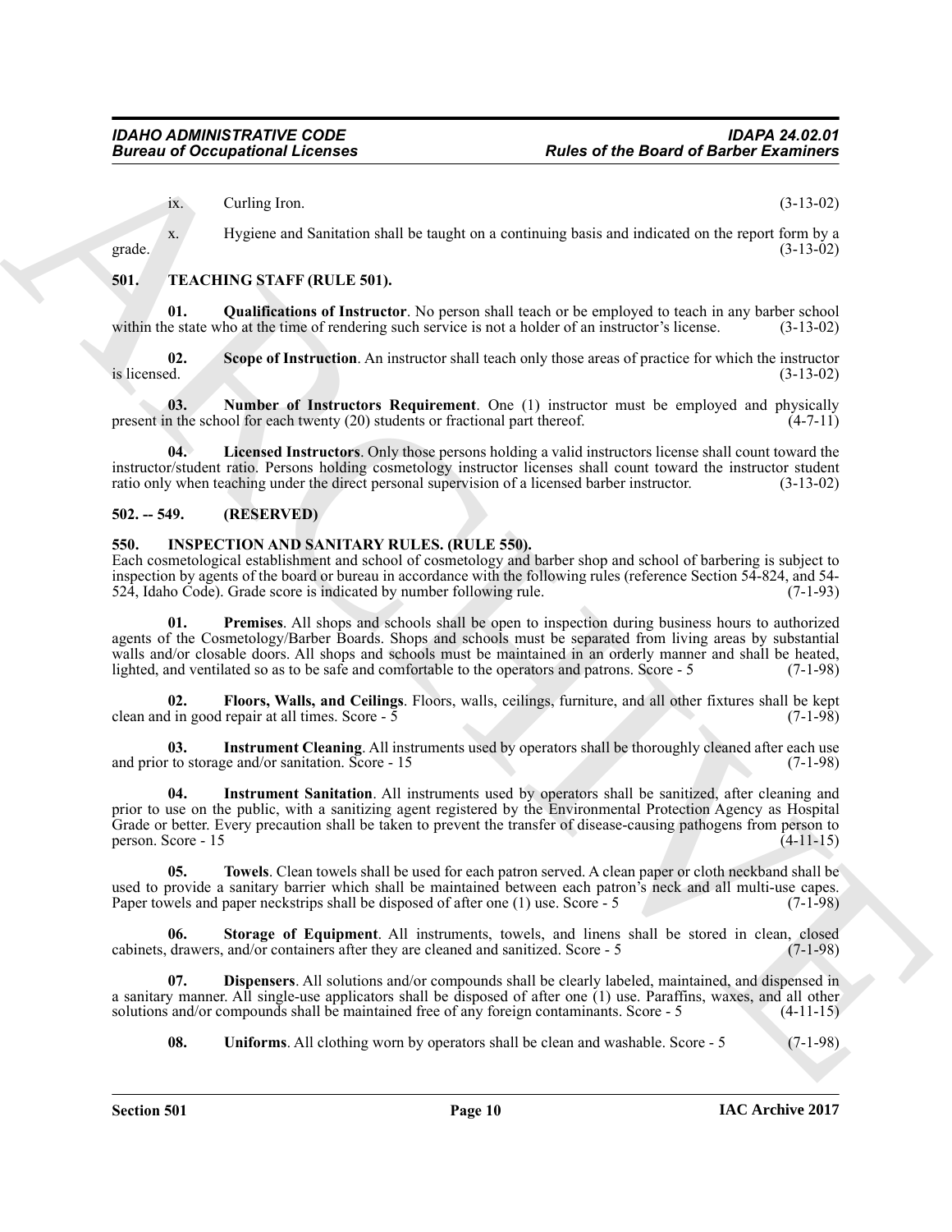ix. Curling Iron. (3-13-02)

x. Hygiene and Sanitation shall be taught on a continuing basis and indicated on the report form by a grade. (3-13-02)

## 501. TEACHING STAFF (RULE 501).

**01. Qualifications of Instructor**. No person shall teach or be employed to teach in any barber school within the state who at the time of rendering such service is not a holder of an instructor's license. (3-13-02)

**02. Scope of Instruction**. An instructor shall teach only those areas of practice for which the instructor is licensed. (3-13-02)

**03. Number of Instructors Requirement**. One (1) instructor must be employed and physically present in the school for each twenty (20) students or fractional part thereof. (4-7-11)

**04. Licensed Instructors**. Only those persons holding a valid instructors license shall count toward the instructor/student ratio. Persons holding cosmetology instructor licenses shall count toward the instructor student ratio only when teaching under the direct personal supervision of a licensed barber instructor. (3-13-02)

## 502. -- 549. (RESERVED)

## 550. INSPECTION AND SANITARY RULES. (RULE 550).

Each cosmetological establishment and school of cosmetology and barber shop and school of barbering is subject to inspection by agents of the board or bureau in accordance with the following rules (reference Section 54-824, and 54-524, Idaho Code). Grade score is indicated by number following rule. (7-1-93)

**01. Premises**. All shops and schools shall be open to inspection during business hours to authorized agents of the Cosmetology/Barber Boards. Shops and schools must be separated from living areas by substantial walls and/or closable doors. All shops and schools must be maintained in an orderly manner and shall be heated, lighted, and ventilated so as to be safe and comfortable to the operators and patrons. Score - 5 (7-1-98)

**02. Floors, Walls, and Ceilings**. Floors, walls, ceilings, furniture, and all other fixtures shall be kept clean and in good repair at all times. Score - 5 (7-1-98)

**03. Instrument Cleaning**. All instruments used by operators shall be thoroughly cleaned after each use and prior to storage and/or sanitation. Score - 15 (7-1-98)

**04. Instrument Sanitation**. All instruments used by operators shall be sanitized, after cleaning and prior to use on the public, with a sanitizing agent registered by the Environmental Protection Agency as Hospital Grade or better. Every precaution shall be taken to prevent the transfer of disease-causing pathogens from person to person. Score - 15 (4-11-15)

**05. Towels**. Clean towels shall be used for each patron served. A clean paper or cloth neckband shall be used to provide a sanitary barrier which shall be maintained between each patron's neck and all multi-use capes. Paper towels and paper neckstrips shall be disposed of after one (1) use. Score - 5 (7-1-98)

**06. Storage of Equipment**. All instruments, towels, and linens shall be stored in clean, closed cabinets, drawers, and/or containers after they are cleaned and sanitized. Score - 5 (7-1-98)

**07. Dispensers**. All solutions and/or compounds shall be clearly labeled, maintained, and dispensed in a sanitary manner. All single-use applicators shall be disposed of after one (1) use. Paraffins, waxes, and all other solutions and/or compounds shall be maintained free of any foreign contaminants. Score - 5 (4-11-15)

**08. Uniforms**. All clothing worn by operators shall be clean and washable. Score - 5 (7-1-98)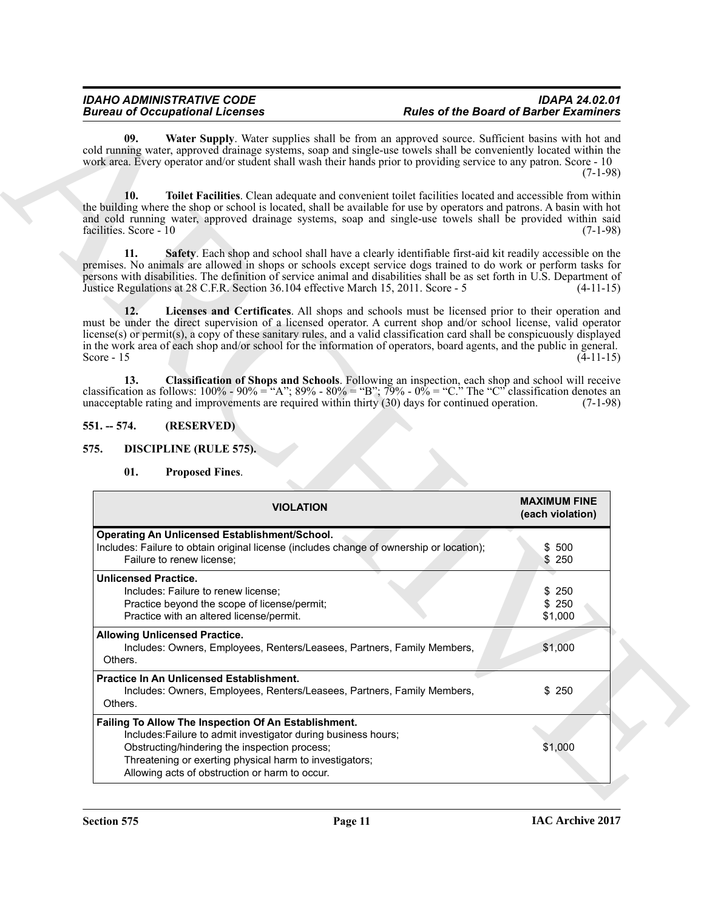**09. Water Supply**. Water supplies shall be from an approved source. Sufficient basins with hot and cold running water, approved drainage systems, soap and single-use towels shall be conveniently located within the work area. Every operator and/or student shall wash their hands prior to providing service to any patron. Score - 10 (7-1-98)

**10. Toilet Facilities**. Clean adequate and convenient toilet facilities located and accessible from within the building where the shop or school is located, shall be available for use by operators and patrons. A basin with hot and cold running water, approved drainage systems, soap and single-use towels shall be provided within said facilities. Score - 10 (7-1-98)

**11. Safety**. Each shop and school shall have a clearly identifiable first-aid kit readily accessible on the premises. No animals are allowed in shops or schools except service dogs trained to do work or perform tasks for persons with disabilities. The definition of service animal and disabilities shall be as set forth in U.S. Department of Justice Regulations at 28 C.F.R. Section 36.104 effective March 15, 2011. Score - 5 (4-11-15)

**12. Licenses and Certificates**. All shops and schools must be licensed prior to their operation and must be under the direct supervision of a licensed operator. A current shop and/or school license, valid operator license(s) or permit(s), a copy of these sanitary rules, and a valid classification card shall be conspicuously displayed in the work area of each shop and/or school for the information of operators, board agents, and the public in general. Score - 15 (4-11-15)

**13. Classification of Shops and Schools**. Following an inspection, each shop and school will receive classification as follows: 100% - 90% = "A"; 89% - 80% = "B"; 79% - 0% = "C." The "C" classification denotes an unacceptable rating and improvements are required within thirty (30) days for continued operation. (7-1-98)

## 551. -- 574. (RESERVED)

## 575. DISCIPLINE (RULE 575).

**01. Proposed Fines**.

| VIOLATION | MAXIMUM FINE (each violation) |
|---|---|
| **Operating An Unlicensed Establishment/School.**<br>Includes: Failure to obtain original license (includes change of ownership or location);<br>Failure to renew license; | <br>$ 500<br>$ 250 |
| **Unlicensed Practice.**<br>Includes: Failure to renew license;<br>Practice beyond the scope of license/permit;<br>Practice with an altered license/permit. | <br>$ 250<br>$ 250<br>$1,000 |
| **Allowing Unlicensed Practice.**<br>Includes: Owners, Employees, Renters/Leasees, Partners, Family Members, Others. | $1,000 |
| **Practice In An Unlicensed Establishment.**<br>Includes: Owners, Employees, Renters/Leasees, Partners, Family Members, Others. | $ 250 |
| **Failing To Allow The Inspection Of An Establishment.**<br>Includes: Failure to admit investigator during business hours;<br>Obstructing/hindering the inspection process;<br>Threatening or exerting physical harm to investigators;<br>Allowing acts of obstruction or harm to occur. | $1,000 |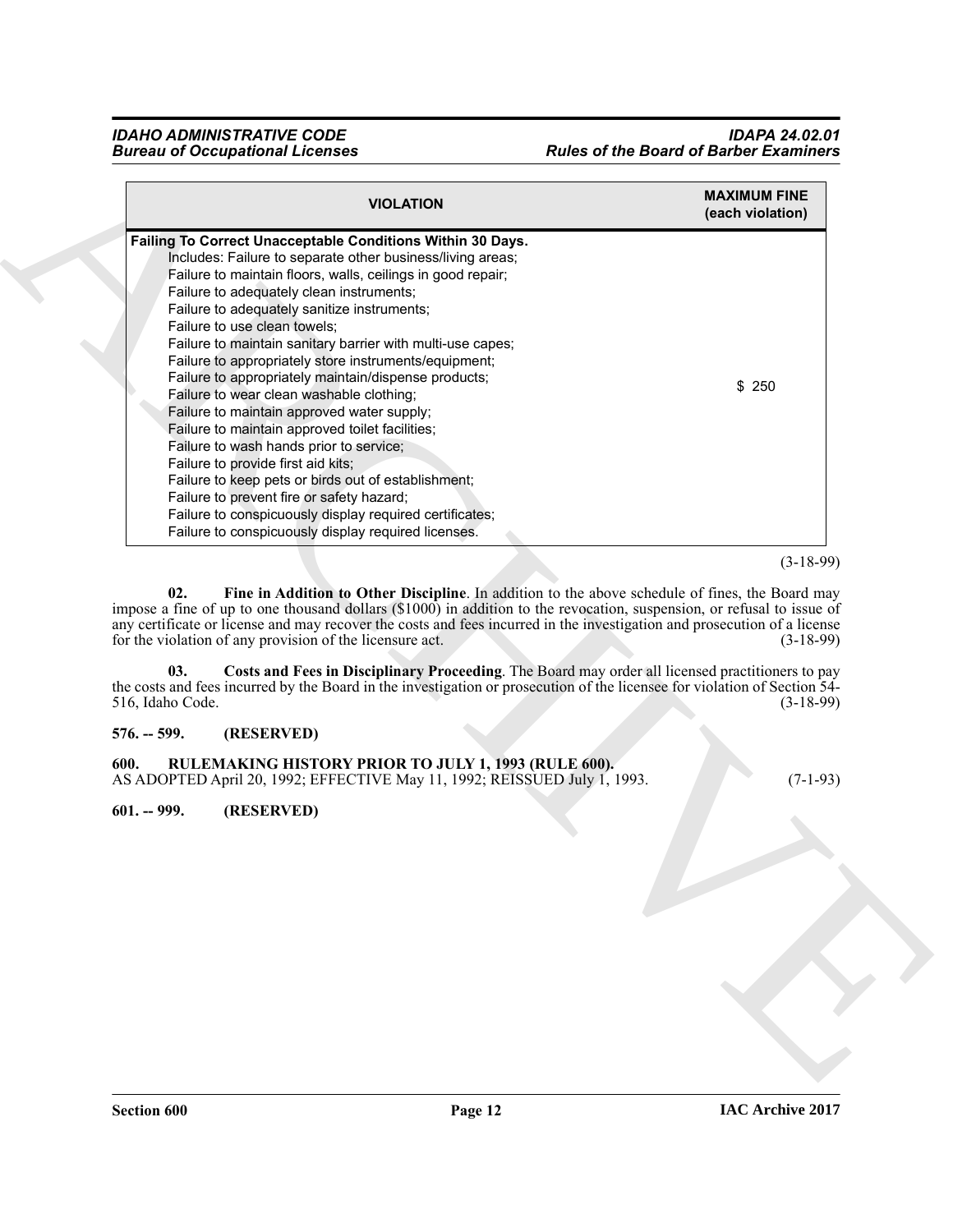| VIOLATION | MAXIMUM FINE (each violation) |
|---|---|
| **Failing To Correct Unacceptable Conditions Within 30 Days.**<br>Includes: Failure to separate other business/living areas;<br>Failure to maintain floors, walls, ceilings in good repair;<br>Failure to adequately clean instruments;<br>Failure to adequately sanitize instruments;<br>Failure to use clean towels;<br>Failure to maintain sanitary barrier with multi-use capes;<br>Failure to appropriately store instruments/equipment;<br>Failure to appropriately maintain/dispense products;<br>Failure to wear clean washable clothing;<br>Failure to maintain approved water supply;<br>Failure to maintain approved toilet facilities;<br>Failure to wash hands prior to service;<br>Failure to provide first aid kits;<br>Failure to keep pets or birds out of establishment;<br>Failure to prevent fire or safety hazard;<br>Failure to conspicuously display required certificates;<br>Failure to conspicuously display required licenses. | $ 250 |

(3-18-99)

**02. Fine in Addition to Other Discipline**. In addition to the above schedule of fines, the Board may impose a fine of up to one thousand dollars ($1000) in addition to the revocation, suspension, or refusal to issue of any certificate or license and may recover the costs and fees incurred in the investigation and prosecution of a license for the violation of any provision of the licensure act. (3-18-99)

**03. Costs and Fees in Disciplinary Proceeding**. The Board may order all licensed practitioners to pay the costs and fees incurred by the Board in the investigation or prosecution of the licensee for violation of Section 54-516, Idaho Code. (3-18-99)

**576. -- 599. (RESERVED)**

**600. RULEMAKING HISTORY PRIOR TO JULY 1, 1993 (RULE 600).**
AS ADOPTED April 20, 1992; EFFECTIVE May 11, 1992; REISSUED July 1, 1993. (7-1-93)

**601. -- 999. (RESERVED)**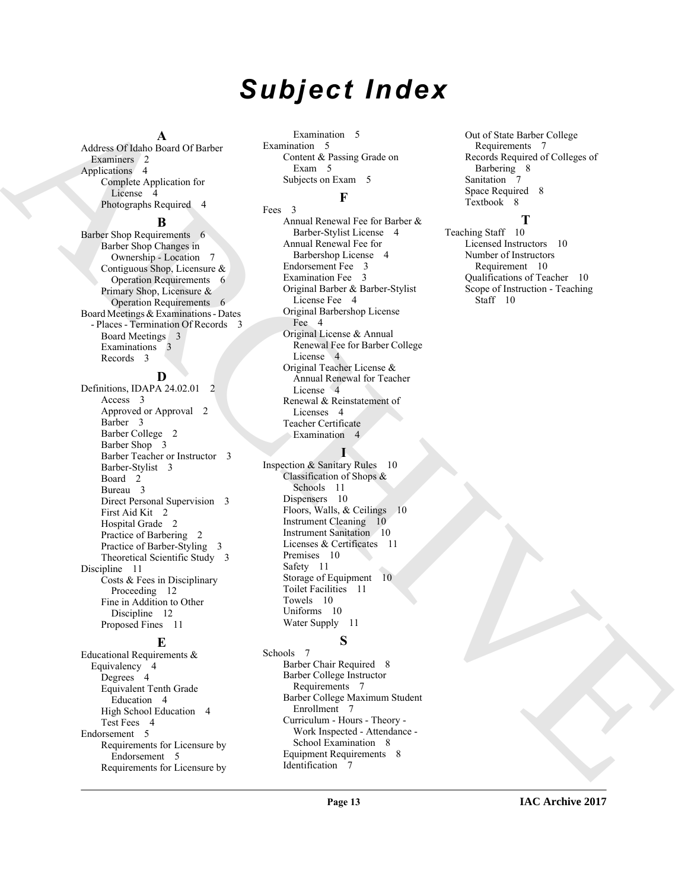# Subject Index

**A**

Address Of Idaho Board Of Barber Examiners 2
Applications 4
- Complete Application for License 4
- Photographs Required 4

**B**

Barber Shop Requirements 6
- Barber Shop Changes in Ownership - Location 7
- Contiguous Shop, Licensure & Operation Requirements 6
- Primary Shop, Licensure & Operation Requirements 6

Board Meetings & Examinations - Dates - Places - Termination Of Records 3
- Board Meetings 3
- Examinations 3
- Records 3

**D**

Definitions, IDAPA 24.02.01 2
- Access 3
- Approved or Approval 2
- Barber 3
- Barber College 2
- Barber Shop 3
- Barber Teacher or Instructor 3
- Barber-Stylist 3
- Board 2
- Bureau 3
- Direct Personal Supervision 3
- First Aid Kit 2
- Hospital Grade 2
- Practice of Barbering 2
- Practice of Barber-Styling 3
- Theoretical Scientific Study 3

Discipline 11
- Costs & Fees in Disciplinary Proceeding 12
- Fine in Addition to Other Discipline 12
- Proposed Fines 11

**E**

Educational Requirements & Equivalency 4
- Degrees 4
- Equivalent Tenth Grade Education 4
- High School Education 4
- Test Fees 4

Endorsement 5
- Requirements for Licensure by Endorsement 5
- Requirements for Licensure by Examination 5

Examination 5
- Content & Passing Grade on Exam 5
- Subjects on Exam 5

**F**

Fees 3
- Annual Renewal Fee for Barber & Barber-Stylist License 4
- Annual Renewal Fee for Barbershop License 4
- Endorsement Fee 3
- Examination Fee 3
- Original Barber & Barber-Stylist License Fee 4
- Original Barbershop License Fee 4
- Original License & Annual Renewal Fee for Barber College License 4
- Original Teacher License & Annual Renewal for Teacher License 4
- Renewal & Reinstatement of Licenses 4
- Teacher Certificate Examination 4

**I**

Inspection & Sanitary Rules 10
- Classification of Shops & Schools 11
- Dispensers 10
- Floors, Walls, & Ceilings 10
- Instrument Cleaning 10
- Instrument Sanitation 10
- Licenses & Certificates 11
- Premises 10
- Safety 11
- Storage of Equipment 10
- Toilet Facilities 11
- Towels 10
- Uniforms 10
- Water Supply 11

**S**

Schools 7
- Barber Chair Required 8
- Barber College Instructor Requirements 7
- Barber College Maximum Student Enrollment 7
- Curriculum - Hours - Theory - Work Inspected - Attendance - School Examination 8
- Equipment Requirements 8
- Identification 7
- Out of State Barber College Requirements 7
- Records Required of Colleges of Barbering 8
- Sanitation 7
- Space Required 8
- Textbook 8

**T**

Teaching Staff 10
- Licensed Instructors 10
- Number of Instructors Requirement 10
- Qualifications of Teacher 10
- Scope of Instruction - Teaching Staff 10